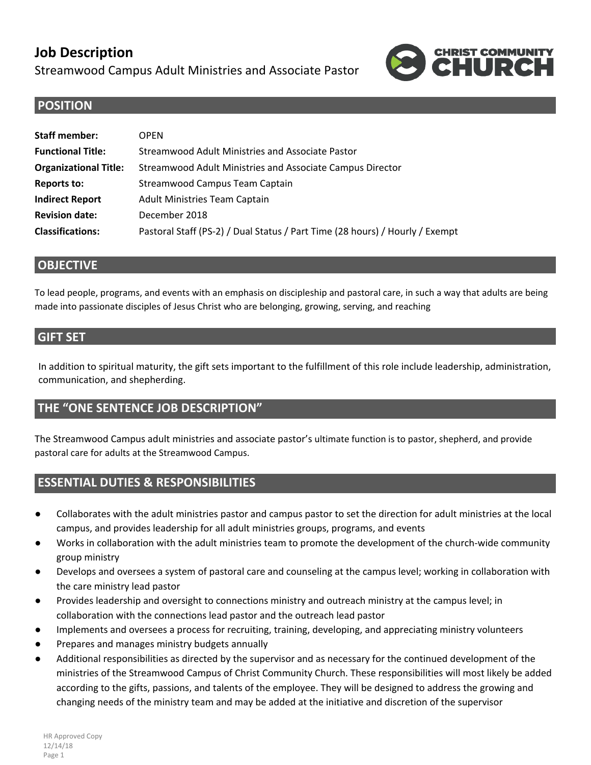# Job Description

Streamwood Campus Adult Ministries and Associate Pastor

## POSITION

| | |
|---|---|
| **Staff member:** | OPEN |
| **Functional Title:** | Streamwood Adult Ministries and Associate Pastor |
| **Organizational Title:** | Streamwood Adult Ministries and Associate Campus Director |
| **Reports to:** | Streamwood Campus Team Captain |
| **Indirect Report** | Adult Ministries Team Captain |
| **Revision date:** | December 2018 |
| **Classifications:** | Pastoral Staff (PS-2) / Dual Status / Part Time (28 hours) / Hourly / Exempt |

## OBJECTIVE

To lead people, programs, and events with an emphasis on discipleship and pastoral care, in such a way that adults are being made into passionate disciples of Jesus Christ who are belonging, growing, serving, and reaching

## GIFT SET

In addition to spiritual maturity, the gift sets important to the fulfillment of this role include leadership, administration, communication, and shepherding.

## THE "ONE SENTENCE JOB DESCRIPTION"

The Streamwood Campus adult ministries and associate pastor's ultimate function is to pastor, shepherd, and provide pastoral care for adults at the Streamwood Campus.

## ESSENTIAL DUTIES & RESPONSIBILITIES

- Collaborates with the adult ministries pastor and campus pastor to set the direction for adult ministries at the local campus, and provides leadership for all adult ministries groups, programs, and events
- Works in collaboration with the adult ministries team to promote the development of the church-wide community group ministry
- Develops and oversees a system of pastoral care and counseling at the campus level; working in collaboration with the care ministry lead pastor
- Provides leadership and oversight to connections ministry and outreach ministry at the campus level; in collaboration with the connections lead pastor and the outreach lead pastor
- Implements and oversees a process for recruiting, training, developing, and appreciating ministry volunteers
- Prepares and manages ministry budgets annually
- Additional responsibilities as directed by the supervisor and as necessary for the continued development of the ministries of the Streamwood Campus of Christ Community Church. These responsibilities will most likely be added according to the gifts, passions, and talents of the employee. They will be designed to address the growing and changing needs of the ministry team and may be added at the initiative and discretion of the supervisor

HR Approved Copy
12/14/18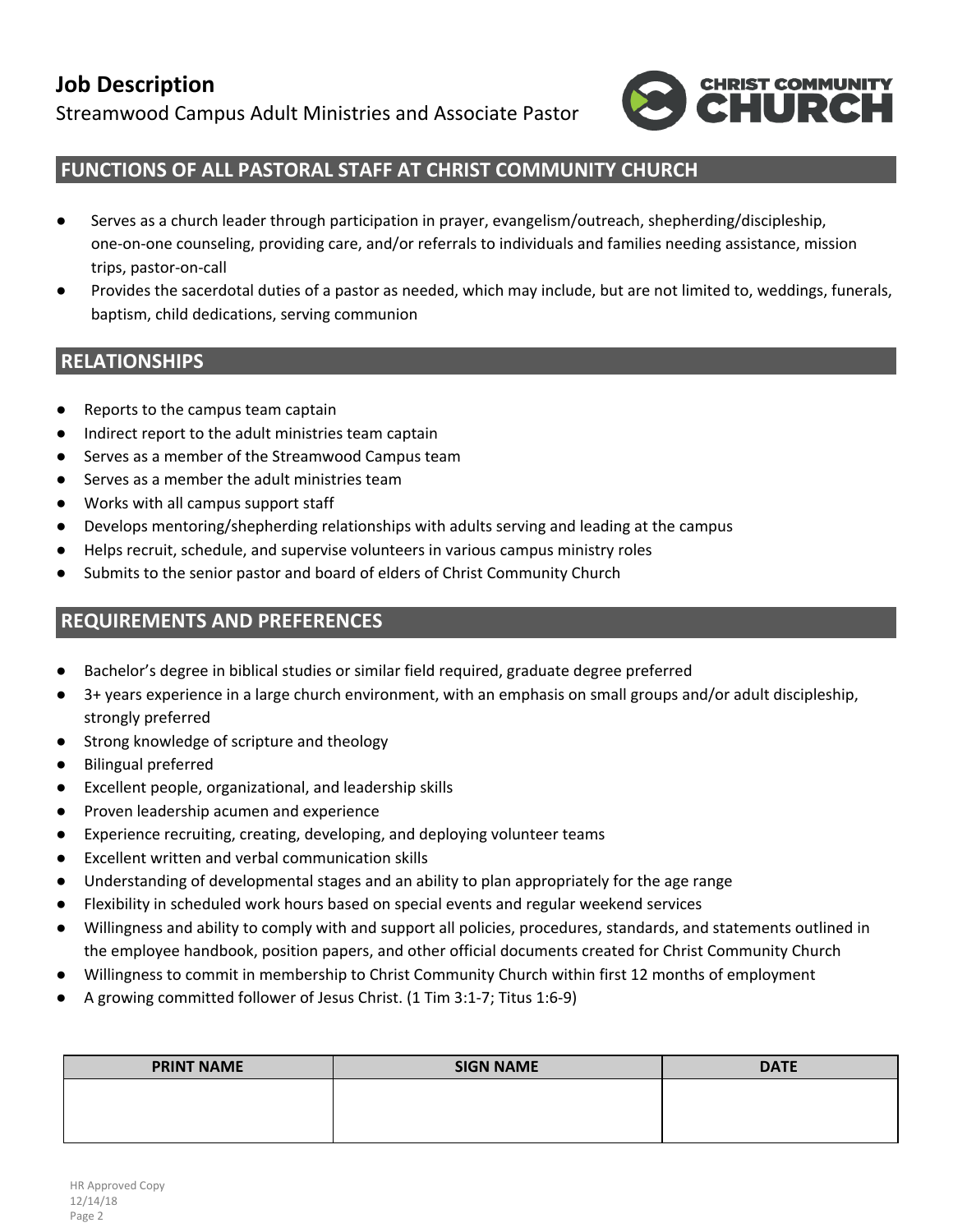# Job Description

Streamwood Campus Adult Ministries and Associate Pastor

## FUNCTIONS OF ALL PASTORAL STAFF AT CHRIST COMMUNITY CHURCH

- Serves as a church leader through participation in prayer, evangelism/outreach, shepherding/discipleship, one-on-one counseling, providing care, and/or referrals to individuals and families needing assistance, mission trips, pastor-on-call
- Provides the sacerdotal duties of a pastor as needed, which may include, but are not limited to, weddings, funerals, baptism, child dedications, serving communion

## RELATIONSHIPS

- Reports to the campus team captain
- Indirect report to the adult ministries team captain
- Serves as a member of the Streamwood Campus team
- Serves as a member the adult ministries team
- Works with all campus support staff
- Develops mentoring/shepherding relationships with adults serving and leading at the campus
- Helps recruit, schedule, and supervise volunteers in various campus ministry roles
- Submits to the senior pastor and board of elders of Christ Community Church

## REQUIREMENTS AND PREFERENCES

- Bachelor's degree in biblical studies or similar field required, graduate degree preferred
- 3+ years experience in a large church environment, with an emphasis on small groups and/or adult discipleship, strongly preferred
- Strong knowledge of scripture and theology
- Bilingual preferred
- Excellent people, organizational, and leadership skills
- Proven leadership acumen and experience
- Experience recruiting, creating, developing, and deploying volunteer teams
- Excellent written and verbal communication skills
- Understanding of developmental stages and an ability to plan appropriately for the age range
- Flexibility in scheduled work hours based on special events and regular weekend services
- Willingness and ability to comply with and support all policies, procedures, standards, and statements outlined in the employee handbook, position papers, and other official documents created for Christ Community Church
- Willingness to commit in membership to Christ Community Church within first 12 months of employment
- A growing committed follower of Jesus Christ. (1 Tim 3:1-7; Titus 1:6-9)

| PRINT NAME | SIGN NAME | DATE |
| --- | --- | --- |
| | | |

HR Approved Copy
12/14/18